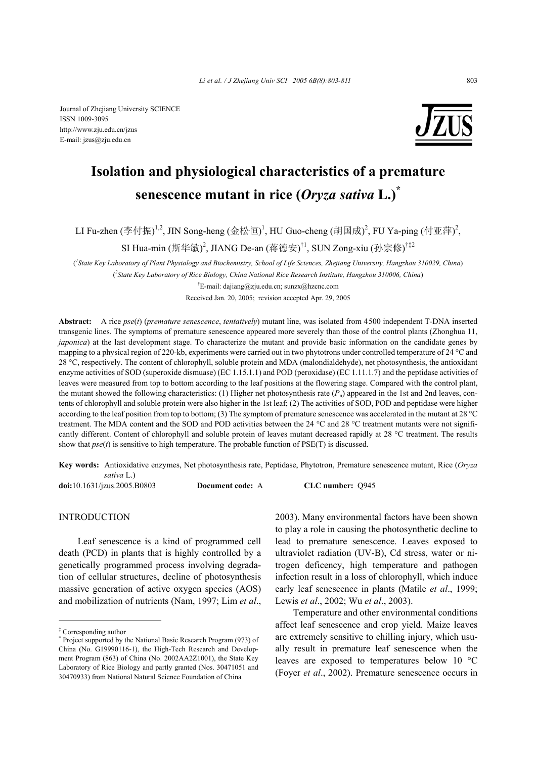Journal of Zhejiang University SCIENCE
ISSN 1009-3095
http://www.zju.edu.cn/jzus
E-mail: jzus@zju.edu.cn

# Isolation and physiological characteristics of a premature senescence mutant in rice (*Oryza sativa* L.)*

LI Fu-zhen (李付振)[1,2], JIN Song-heng (金松恒)[1], HU Guo-cheng (胡国成)[2], FU Ya-ping (付亚萍)[2], SI Hua-min (斯华敏)[2], JIANG De-an (蒋德安)[†1], SUN Zong-xiu (孙宗修)[†‡2]

([1]*State Key Laboratory of Plant Physiology and Biochemistry, School of Life Sciences, Zhejiang University, Hangzhou 310029, China*)
([2]*State Key Laboratory of Rice Biology, China National Rice Research Institute, Hangzhou 310006, China*)
[†]E-mail: dajiang@zju.edu.cn; sunzx@hzcnc.com
Received Jan. 20, 2005; revision accepted Apr. 29, 2005

**Abstract:** A rice *pse*(*t*) (*premature senescence*, *tentatively*) mutant line, was isolated from 4500 independent T-DNA inserted transgenic lines. The symptoms of premature senescence appeared more severely than those of the control plants (Zhonghua 11, *japonica*) at the last development stage. To characterize the mutant and provide basic information on the candidate genes by mapping to a physical region of 220-kb, experiments were carried out in two phytotrons under controlled temperature of 24 °C and 28 °C, respectively. The content of chlorophyll, soluble protein and MDA (malondialdehyde), net photosynthesis, the antioxidant enzyme activities of SOD (superoxide dismuase) (EC 1.15.1.1) and POD (peroxidase) (EC 1.11.1.7) and the peptidase activities of leaves were measured from top to bottom according to the leaf positions at the flowering stage. Compared with the control plant, the mutant showed the following characteristics: (1) Higher net photosynthesis rate ($P_n$) appeared in the 1st and 2nd leaves, contents of chlorophyll and soluble protein were also higher in the 1st leaf; (2) The activities of SOD, POD and peptidase were higher according to the leaf position from top to bottom; (3) The symptom of premature senescence was accelerated in the mutant at 28 °C treatment. The MDA content and the SOD and POD activities between the 24 °C and 28 °C treatment mutants were not significantly different. Content of chlorophyll and soluble protein of leaves mutant decreased rapidly at 28 °C treatment. The results show that *pse*(*t*) is sensitive to high temperature. The probable function of PSE(T) is discussed.

**Key words:** Antioxidative enzymes, Net photosynthesis rate, Peptidase, Phytotron, Premature senescence mutant, Rice (*Oryza sativa* L.)

**doi:**10.1631/jzus.2005.B0803 **Document code:** A **CLC number:** Q945

## INTRODUCTION

Leaf senescence is a kind of programmed cell death (PCD) in plants that is highly controlled by a genetically programmed process involving degradation of cellular structures, decline of photosynthesis massive generation of active oxygen species (AOS) and mobilization of nutrients (Nam, 1997; Lim *et al*., 2003). Many environmental factors have been shown to play a role in causing the photosynthetic decline to lead to premature senescence. Leaves exposed to ultraviolet radiation (UV-B), Cd stress, water or nitrogen deficency, high temperature and pathogen infection result in a loss of chlorophyll, which induce early leaf senescence in plants (Matile *et al*., 1999; Lewis *et al*., 2002; Wu *et al*., 2003).

Temperature and other environmental conditions affect leaf senescence and crop yield. Maize leaves are extremely sensitive to chilling injury, which usually result in premature leaf senescence when the leaves are exposed to temperatures below 10 °C (Foyer *et al*., 2002). Premature senescence occurs in

---

‡ Corresponding author
\* Project supported by the National Basic Research Program (973) of China (No. G19990116-1), the High-Tech Research and Development Program (863) of China (No. 2002AA2Z1001), the State Key Laboratory of Rice Biology and partly granted (Nos. 30471051 and 30470933) from National Natural Science Foundation of China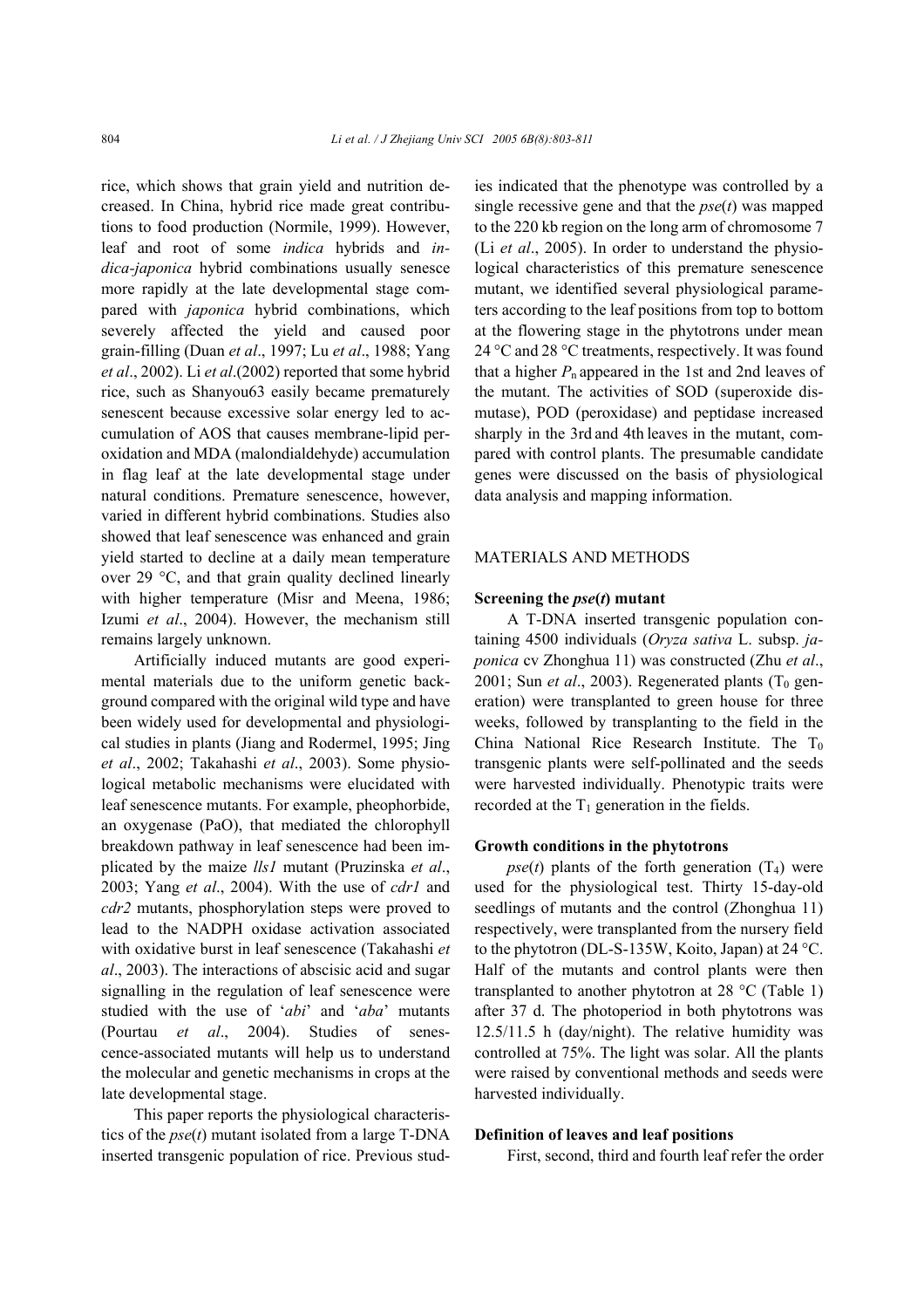rice, which shows that grain yield and nutrition decreased. In China, hybrid rice made great contributions to food production (Normile, 1999). However, leaf and root of some *indica* hybrids and *indica-japonica* hybrid combinations usually senesce more rapidly at the late developmental stage compared with *japonica* hybrid combinations, which severely affected the yield and caused poor grain-filling (Duan *et al*., 1997; Lu *et al*., 1988; Yang *et al*., 2002). Li *et al*.(2002) reported that some hybrid rice, such as Shanyou63 easily became prematurely senescent because excessive solar energy led to accumulation of AOS that causes membrane-lipid peroxidation and MDA (malondialdehyde) accumulation in flag leaf at the late developmental stage under natural conditions. Premature senescence, however, varied in different hybrid combinations. Studies also showed that leaf senescence was enhanced and grain yield started to decline at a daily mean temperature over 29 °C, and that grain quality declined linearly with higher temperature (Misr and Meena, 1986; Izumi *et al*., 2004). However, the mechanism still remains largely unknown.

Artificially induced mutants are good experimental materials due to the uniform genetic background compared with the original wild type and have been widely used for developmental and physiological studies in plants (Jiang and Rodermel, 1995; Jing *et al*., 2002; Takahashi *et al*., 2003). Some physiological metabolic mechanisms were elucidated with leaf senescence mutants. For example, pheophorbide, an oxygenase (PaO), that mediated the chlorophyll breakdown pathway in leaf senescence had been implicated by the maize *lls1* mutant (Pruzinska *et al*., 2003; Yang *et al*., 2004). With the use of *cdr1* and *cdr2* mutants, phosphorylation steps were proved to lead to the NADPH oxidase activation associated with oxidative burst in leaf senescence (Takahashi *et al*., 2003). The interactions of abscisic acid and sugar signalling in the regulation of leaf senescence were studied with the use of '*abi*' and '*aba*' mutants (Pourtau *et al*., 2004). Studies of senescence-associated mutants will help us to understand the molecular and genetic mechanisms in crops at the late developmental stage.

This paper reports the physiological characteristics of the *pse*(*t*) mutant isolated from a large T-DNA inserted transgenic population of rice. Previous studies indicated that the phenotype was controlled by a single recessive gene and that the *pse*(*t*) was mapped to the 220 kb region on the long arm of chromosome 7 (Li *et al*., 2005). In order to understand the physiological characteristics of this premature senescence mutant, we identified several physiological parameters according to the leaf positions from top to bottom at the flowering stage in the phytotrons under mean 24 °C and 28 °C treatments, respectively. It was found that a higher $P_n$ appeared in the 1st and 2nd leaves of the mutant. The activities of SOD (superoxide dismutase), POD (peroxidase) and peptidase increased sharply in the 3rd and 4th leaves in the mutant, compared with control plants. The presumable candidate genes were discussed on the basis of physiological data analysis and mapping information.

## MATERIALS AND METHODS

### Screening the *pse*(*t*) mutant

A T-DNA inserted transgenic population containing 4500 individuals (*Oryza sativa* L. subsp. *japonica* cv Zhonghua 11) was constructed (Zhu *et al*., 2001; Sun *et al*., 2003). Regenerated plants ($T_0$ generation) were transplanted to green house for three weeks, followed by transplanting to the field in the China National Rice Research Institute. The $T_0$ transgenic plants were self-pollinated and the seeds were harvested individually. Phenotypic traits were recorded at the $T_1$ generation in the fields.

### Growth conditions in the phytotrons

*pse*(*t*) plants of the forth generation ($T_4$) were used for the physiological test. Thirty 15-day-old seedlings of mutants and the control (Zhonghua 11) respectively, were transplanted from the nursery field to the phytotron (DL-S-135W, Koito, Japan) at 24 °C. Half of the mutants and control plants were then transplanted to another phytotron at 28 °C (Table 1) after 37 d. The photoperiod in both phytotrons was 12.5/11.5 h (day/night). The relative humidity was controlled at 75%. The light was solar. All the plants were raised by conventional methods and seeds were harvested individually.

### Definition of leaves and leaf positions

First, second, third and fourth leaf refer the order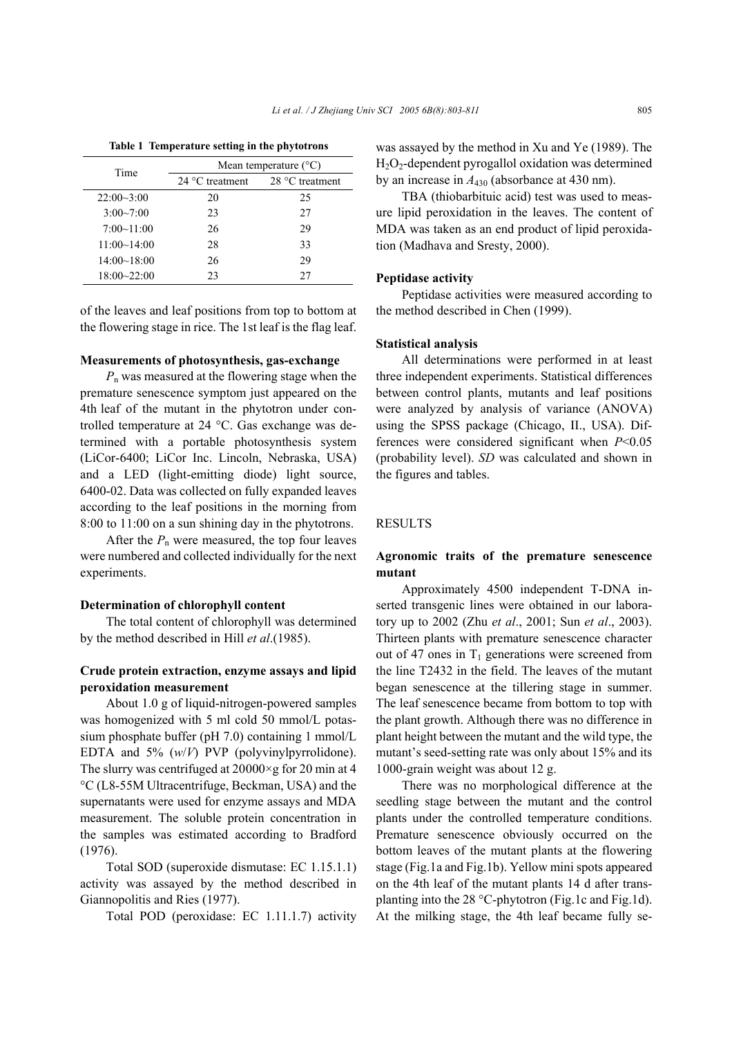**Table 1 Temperature setting in the phytotrons**

| Time | Mean temperature (°C) | |
|---|---|---|
| | 24 °C treatment | 28 °C treatment |
| 22:00~3:00 | 20 | 25 |
| 3:00~7:00 | 23 | 27 |
| 7:00~11:00 | 26 | 29 |
| 11:00~14:00 | 28 | 33 |
| 14:00~18:00 | 26 | 29 |
| 18:00~22:00 | 23 | 27 |

of the leaves and leaf positions from top to bottom at the flowering stage in rice. The 1st leaf is the flag leaf.

#### Measurements of photosynthesis, gas-exchange

$P_n$ was measured at the flowering stage when the premature senescence symptom just appeared on the 4th leaf of the mutant in the phytotron under controlled temperature at 24 °C. Gas exchange was determined with a portable photosynthesis system (LiCor-6400; LiCor Inc. Lincoln, Nebraska, USA) and a LED (light-emitting diode) light source, 6400-02. Data was collected on fully expanded leaves according to the leaf positions in the morning from 8:00 to 11:00 on a sun shining day in the phytotrons.

After the $P_n$ were measured, the top four leaves were numbered and collected individually for the next experiments.

#### Determination of chlorophyll content

The total content of chlorophyll was determined by the method described in Hill *et al*.(1985).

#### Crude protein extraction, enzyme assays and lipid peroxidation measurement

About 1.0 g of liquid-nitrogen-powered samples was homogenized with 5 ml cold 50 mmol/L potassium phosphate buffer (pH 7.0) containing 1 mmol/L EDTA and 5% (*w*/*V*) PVP (polyvinylpyrrolidone). The slurry was centrifuged at 20000×g for 20 min at 4 °C (L8-55M Ultracentrifuge, Beckman, USA) and the supernatants were used for enzyme assays and MDA measurement. The soluble protein concentration in the samples was estimated according to Bradford (1976).

Total SOD (superoxide dismutase: EC 1.15.1.1) activity was assayed by the method described in Giannopolitis and Ries (1977).

Total POD (peroxidase: EC 1.11.1.7) activity was assayed by the method in Xu and Ye (1989). The $H_2O_2$-dependent pyrogallol oxidation was determined by an increase in $A_{430}$ (absorbance at 430 nm).

TBA (thiobarbituic acid) test was used to measure lipid peroxidation in the leaves. The content of MDA was taken as an end product of lipid peroxidation (Madhava and Sresty, 2000).

#### Peptidase activity

Peptidase activities were measured according to the method described in Chen (1999).

#### Statistical analysis

All determinations were performed in at least three independent experiments. Statistical differences between control plants, mutants and leaf positions were analyzed by analysis of variance (ANOVA) using the SPSS package (Chicago, II., USA). Differences were considered significant when $P<0.05$ (probability level). *SD* was calculated and shown in the figures and tables.

## RESULTS

#### Agronomic traits of the premature senescence mutant

Approximately 4500 independent T-DNA inserted transgenic lines were obtained in our laboratory up to 2002 (Zhu *et al*., 2001; Sun *et al*., 2003). Thirteen plants with premature senescence character out of 47 ones in $T_1$ generations were screened from the line T2432 in the field. The leaves of the mutant began senescence at the tillering stage in summer. The leaf senescence became from bottom to top with the plant growth. Although there was no difference in plant height between the mutant and the wild type, the mutant's seed-setting rate was only about 15% and its 1000-grain weight was about 12 g.

There was no morphological difference at the seedling stage between the mutant and the control plants under the controlled temperature conditions. Premature senescence obviously occurred on the bottom leaves of the mutant plants at the flowering stage (Fig.1a and Fig.1b). Yellow mini spots appeared on the 4th leaf of the mutant plants 14 d after transplanting into the 28 °C-phytotron (Fig.1c and Fig.1d). At the milking stage, the 4th leaf became fully se-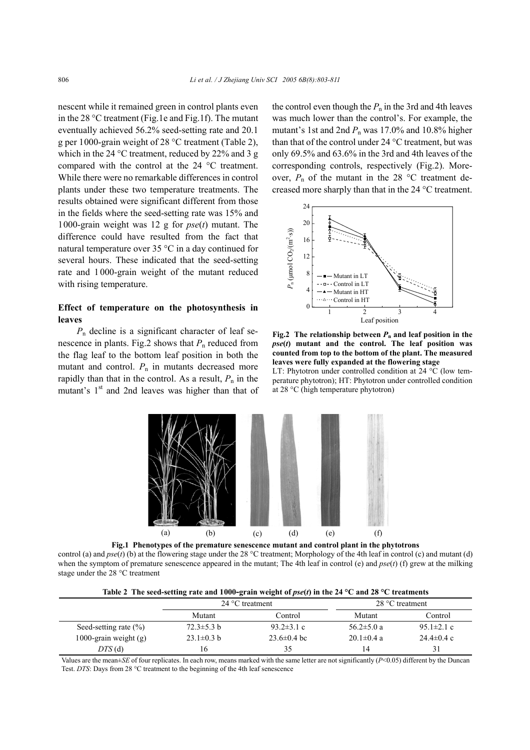nescent while it remained green in control plants even in the 28 °C treatment (Fig.1e and Fig.1f). The mutant eventually achieved 56.2% seed-setting rate and 20.1 g per 1000-grain weight of 28 °C treatment (Table 2), which in the 24 °C treatment, reduced by 22% and 3 g compared with the control at the 24 °C treatment. While there were no remarkable differences in control plants under these two temperature treatments. The results obtained were significant different from those in the fields where the seed-setting rate was 15% and 1000-grain weight was 12 g for *pse*(*t*) mutant. The difference could have resulted from the fact that natural temperature over 35 °C in a day continued for several hours. These indicated that the seed-setting rate and 1000-grain weight of the mutant reduced with rising temperature.

## Effect of temperature on the photosynthesis in leaves

$P_n$ decline is a significant character of leaf senescence in plants. Fig.2 shows that $P_n$ reduced from the flag leaf to the bottom leaf position in both the mutant and control. $P_n$ in mutants decreased more rapidly than that in the control. As a result, $P_n$ in the mutant's 1st and 2nd leaves was higher than that of the control even though the $P_n$ in the 3rd and 4th leaves was much lower than the control's. For example, the mutant's 1st and 2nd $P_n$ was 17.0% and 10.8% higher than that of the control under 24 °C treatment, but was only 69.5% and 63.6% in the 3rd and 4th leaves of the corresponding controls, respectively (Fig.2). Moreover, $P_n$ of the mutant in the 28 °C treatment decreased more sharply than that in the 24 °C treatment.

**Fig.2 The relationship between $P_n$ and leaf position in the *pse*(*t*) mutant and the control. The leaf position was counted from top to the bottom of the plant. The measured leaves were fully expanded at the flowering stage**
LT: Phytotron under controlled condition at 24 °C (low temperature phytotron); HT: Phytotron under controlled condition at 28 °C (high temperature phytotron)

**Fig.1 Phenotypes of the premature senescence mutant and control plant in the phytotrons**
control (a) and *pse*(*t*) (b) at the flowering stage under the 28 °C treatment; Morphology of the 4th leaf in control (c) and mutant (d) when the symptom of premature senescence appeared in the mutant; The 4th leaf in control (e) and *pse*(*t*) (f) grew at the milking stage under the 28 °C treatment

**Table 2 The seed-setting rate and 1000-grain weight of *pse*(*t*) in the 24 °C and 28 °C treatments**

| | 24 °C treatment | | 28 °C treatment | |
|---|---|---|---|---|
| | Mutant | Control | Mutant | Control |
| Seed-setting rate (%) | 72.3±5.3 b | 93.2±3.1 c | 56.2±5.0 a | 95.1±2.1 c |
| 1000-grain weight (g) | 23.1±0.3 b | 23.6±0.4 bc | 20.1±0.4 a | 24.4±0.4 c |
| *DTS* (d) | 16 | 35 | 14 | 31 |

Values are the mean±*SE* of four replicates. In each row, means marked with the same letter are not significantly ($P$<0.05) different by the Duncan Test. *DTS*: Days from 28 °C treatment to the beginning of the 4th leaf senescence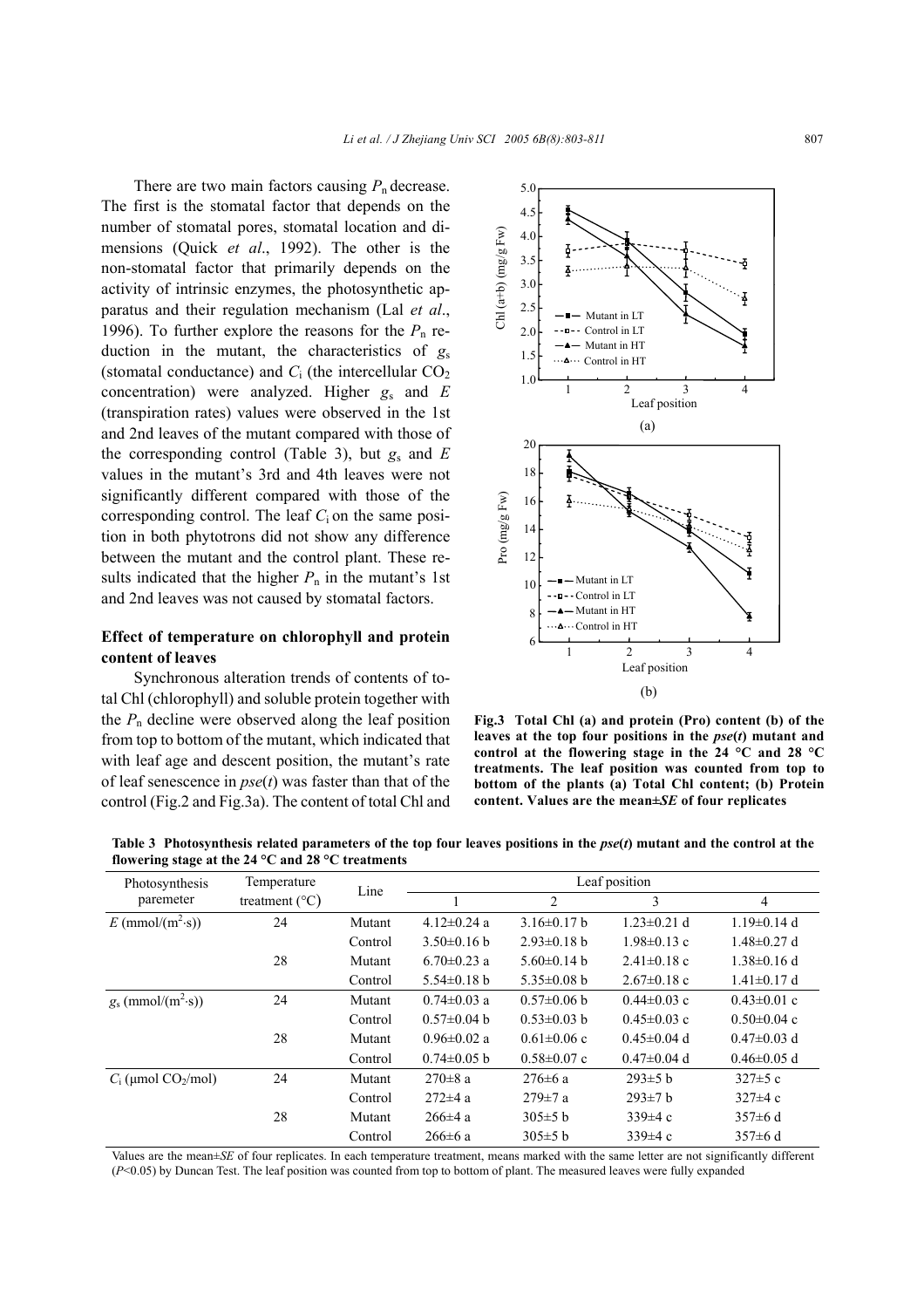There are two main factors causing $P_n$ decrease. The first is the stomatal factor that depends on the number of stomatal pores, stomatal location and dimensions (Quick *et al*., 1992). The other is the non-stomatal factor that primarily depends on the activity of intrinsic enzymes, the photosynthetic apparatus and their regulation mechanism (Lal *et al*., 1996). To further explore the reasons for the $P_n$ reduction in the mutant, the characteristics of $g_s$ (stomatal conductance) and $C_i$ (the intercellular $CO_2$ concentration) were analyzed. Higher $g_s$ and $E$ (transpiration rates) values were observed in the 1st and 2nd leaves of the mutant compared with those of the corresponding control (Table 3), but $g_s$ and $E$ values in the mutant's 3rd and 4th leaves were not significantly different compared with those of the corresponding control. The leaf $C_i$ on the same position in both phytotrons did not show any difference between the mutant and the control plant. These results indicated that the higher $P_n$ in the mutant's 1st and 2nd leaves was not caused by stomatal factors.

## Effect of temperature on chlorophyll and protein content of leaves

Synchronous alteration trends of contents of total Chl (chlorophyll) and soluble protein together with the $P_n$ decline were observed along the leaf position from top to bottom of the mutant, which indicated that with leaf age and descent position, the mutant's rate of leaf senescence in *pse*(*t*) was faster than that of the control (Fig.2 and Fig.3a). The content of total Chl and

**Fig.3 Total Chl (a) and protein (Pro) content (b) of the leaves at the top four positions in the *pse*(*t*) mutant and control at the flowering stage in the 24 °C and 28 °C treatments. The leaf position was counted from top to bottom of the plants (a) Total Chl content; (b) Protein content. Values are the mean±*SE* of four replicates**

**Table 3 Photosynthesis related parameters of the top four leaves positions in the *pse*(*t*) mutant and the control at the flowering stage at the 24 °C and 28 °C treatments**

| Photosynthesis paremeter | Temperature treatment (°C) | Line | Leaf position | | | |
|---|---|---|---|---|---|---|
| | | | 1 | 2 | 3 | 4 |
| $E$ (mmol/($m^2$·s)) | 24 | Mutant | 4.12±0.24 a | 3.16±0.17 b | 1.23±0.21 d | 1.19±0.14 d |
| | | Control | 3.50±0.16 b | 2.93±0.18 b | 1.98±0.13 c | 1.48±0.27 d |
| | 28 | Mutant | 6.70±0.23 a | 5.60±0.14 b | 2.41±0.18 c | 1.38±0.16 d |
| | | Control | 5.54±0.18 b | 5.35±0.08 b | 2.67±0.18 c | 1.41±0.17 d |
| $g_s$ (mmol/($m^2$·s)) | 24 | Mutant | 0.74±0.03 a | 0.57±0.06 b | 0.44±0.03 c | 0.43±0.01 c |
| | | Control | 0.57±0.04 b | 0.53±0.03 b | 0.45±0.03 c | 0.50±0.04 c |
| | 28 | Mutant | 0.96±0.02 a | 0.61±0.06 c | 0.45±0.04 d | 0.47±0.03 d |
| | | Control | 0.74±0.05 b | 0.58±0.07 c | 0.47±0.04 d | 0.46±0.05 d |
| $C_i$ (μmol $CO_2$/mol) | 24 | Mutant | 270±8 a | 276±6 a | 293±5 b | 327±5 c |
| | | Control | 272±4 a | 279±7 a | 293±7 b | 327±4 c |
| | 28 | Mutant | 266±4 a | 305±5 b | 339±4 c | 357±6 d |
| | | Control | 266±6 a | 305±5 b | 339±4 c | 357±6 d |

Values are the mean±*SE* of four replicates. In each temperature treatment, means marked with the same letter are not significantly different ($P$<0.05) by Duncan Test. The leaf position was counted from top to bottom of plant. The measured leaves were fully expanded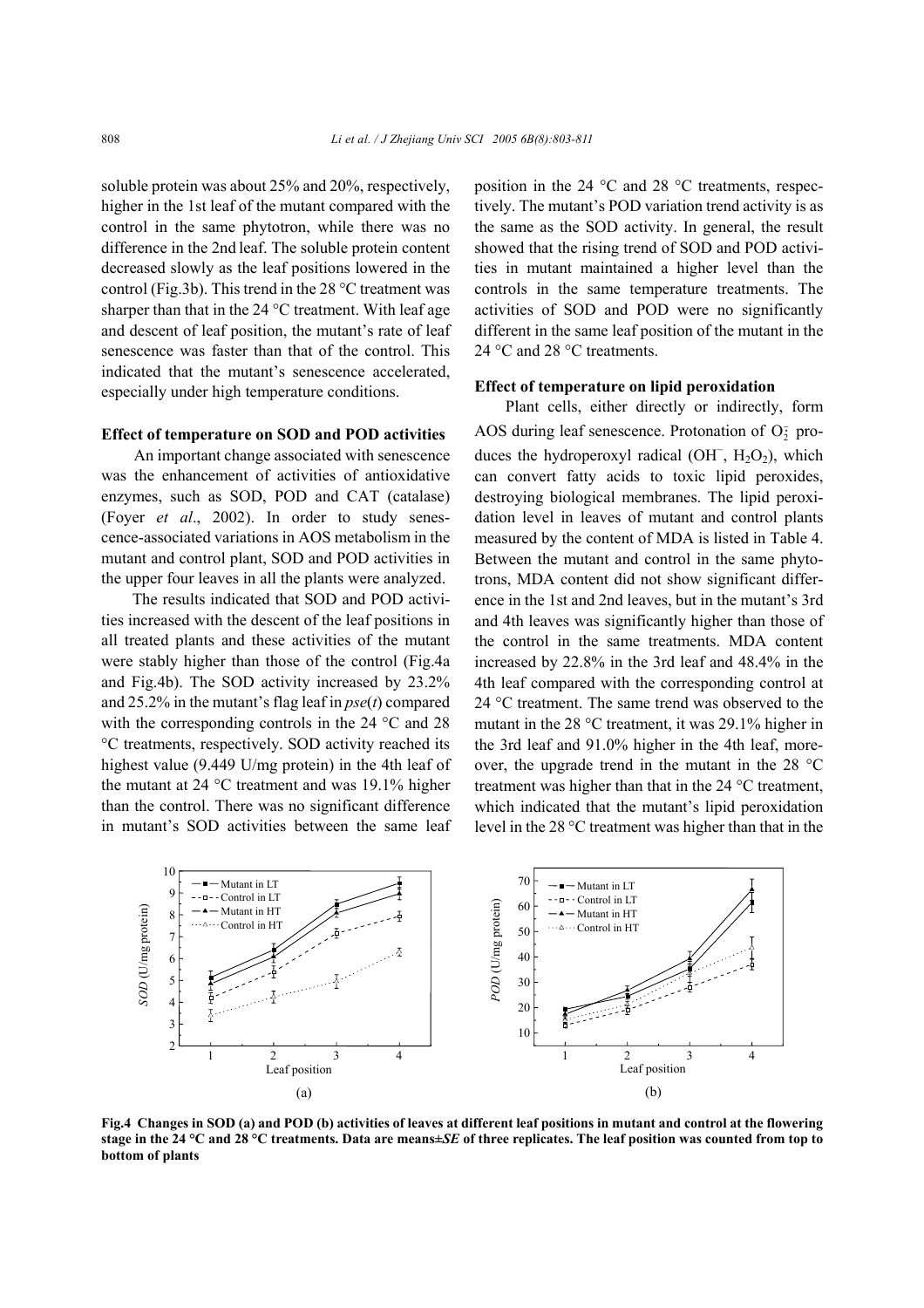soluble protein was about 25% and 20%, respectively, higher in the 1st leaf of the mutant compared with the control in the same phytotron, while there was no difference in the 2nd leaf. The soluble protein content decreased slowly as the leaf positions lowered in the control (Fig.3b). This trend in the 28 °C treatment was sharper than that in the 24 °C treatment. With leaf age and descent of leaf position, the mutant's rate of leaf senescence was faster than that of the control. This indicated that the mutant's senescence accelerated, especially under high temperature conditions.

### Effect of temperature on SOD and POD activities

An important change associated with senescence was the enhancement of activities of antioxidative enzymes, such as SOD, POD and CAT (catalase) (Foyer *et al*., 2002). In order to study senescence-associated variations in AOS metabolism in the mutant and control plant, SOD and POD activities in the upper four leaves in all the plants were analyzed.

The results indicated that SOD and POD activities increased with the descent of the leaf positions in all treated plants and these activities of the mutant were stably higher than those of the control (Fig.4a and Fig.4b). The SOD activity increased by 23.2% and 25.2% in the mutant's flag leaf in *pse*(*t*) compared with the corresponding controls in the 24 °C and 28 °C treatments, respectively. SOD activity reached its highest value (9.449 U/mg protein) in the 4th leaf of the mutant at 24 °C treatment and was 19.1% higher than the control. There was no significant difference in mutant's SOD activities between the same leaf position in the 24 °C and 28 °C treatments, respectively. The mutant's POD variation trend activity is as the same as the SOD activity. In general, the result showed that the rising trend of SOD and POD activities in mutant maintained a higher level than the controls in the same temperature treatments. The activities of SOD and POD were no significantly different in the same leaf position of the mutant in the 24 °C and 28 °C treatments.

### Effect of temperature on lipid peroxidation

Plant cells, either directly or indirectly, form AOS during leaf senescence. Protonation of $O_2^-$ produces the hydroperoxyl radical ($OH^-$, $H_2O_2$), which can convert fatty acids to toxic lipid peroxides, destroying biological membranes. The lipid peroxidation level in leaves of mutant and control plants measured by the content of MDA is listed in Table 4. Between the mutant and control in the same phytotrons, MDA content did not show significant difference in the 1st and 2nd leaves, but in the mutant's 3rd and 4th leaves was significantly higher than those of the control in the same treatments. MDA content increased by 22.8% in the 3rd leaf and 48.4% in the 4th leaf compared with the corresponding control at 24 °C treatment. The same trend was observed to the mutant in the 28 °C treatment, it was 29.1% higher in the 3rd leaf and 91.0% higher in the 4th leaf, moreover, the upgrade trend in the mutant in the 28 °C treatment was higher than that in the 24 °C treatment, which indicated that the mutant's lipid peroxidation level in the 28 °C treatment was higher than that in the

**Fig.4 Changes in SOD (a) and POD (b) activities of leaves at different leaf positions in mutant and control at the flowering stage in the 24 °C and 28 °C treatments. Data are means±*SE* of three replicates. The leaf position was counted from top to bottom of plants**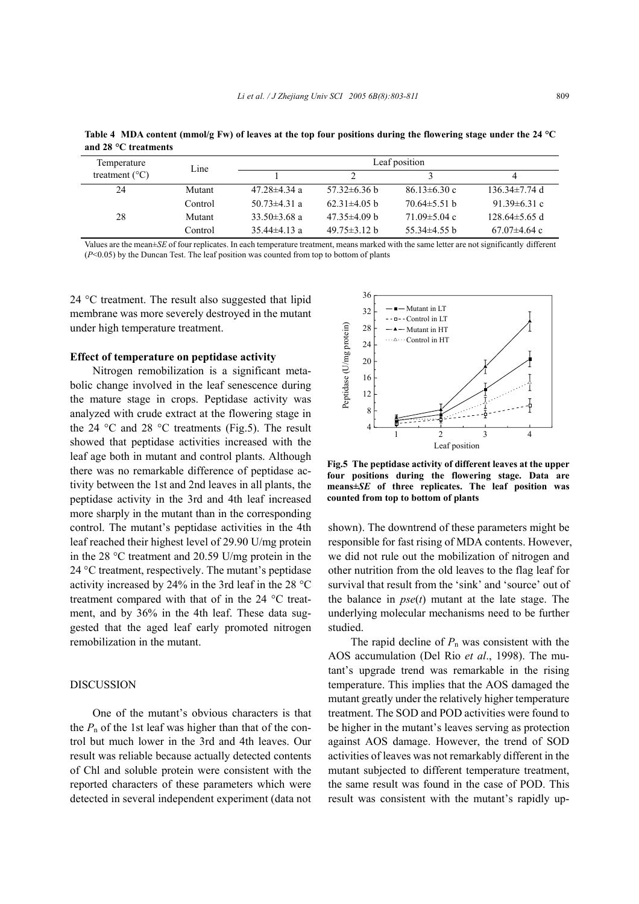**Table 4 MDA content (mmol/g Fw) of leaves at the top four positions during the flowering stage under the 24 °C and 28 °C treatments**

| Temperature treatment (°C) | Line | Leaf position | | | |
|---|---|---|---|---|---|
| | | 1 | 2 | 3 | 4 |
| 24 | Mutant | 47.28±4.34 a | 57.32±6.36 b | 86.13±6.30 c | 136.34±7.74 d |
| | Control | 50.73±4.31 a | 62.31±4.05 b | 70.64±5.51 b | 91.39±6.31 c |
| 28 | Mutant | 33.50±3.68 a | 47.35±4.09 b | 71.09±5.04 c | 128.64±5.65 d |
| | Control | 35.44±4.13 a | 49.75±3.12 b | 55.34±4.55 b | 67.07±4.64 c |

Values are the mean±*SE* of four replicates. In each temperature treatment, means marked with the same letter are not significantly different ($P<0.05$) by the Duncan Test. The leaf position was counted from top to bottom of plants

24 °C treatment. The result also suggested that lipid membrane was more severely destroyed in the mutant under high temperature treatment.

**Effect of temperature on peptidase activity**

Nitrogen remobilization is a significant metabolic change involved in the leaf senescence during the mature stage in crops. Peptidase activity was analyzed with crude extract at the flowering stage in the 24 °C and 28 °C treatments (Fig.5). The result showed that peptidase activities increased with the leaf age both in mutant and control plants. Although there was no remarkable difference of peptidase activity between the 1st and 2nd leaves in all plants, the peptidase activity in the 3rd and 4th leaf increased more sharply in the mutant than in the corresponding control. The mutant's peptidase activities in the 4th leaf reached their highest level of 29.90 U/mg protein in the 28 °C treatment and 20.59 U/mg protein in the 24 °C treatment, respectively. The mutant's peptidase activity increased by 24% in the 3rd leaf in the 28 °C treatment compared with that of in the 24 °C treatment, and by 36% in the 4th leaf. These data suggested that the aged leaf early promoted nitrogen remobilization in the mutant.

**Fig.5 The peptidase activity of different leaves at the upper four positions during the flowering stage. Data are means±*SE* of three replicates. The leaf position was counted from top to bottom of plants**

## DISCUSSION

One of the mutant's obvious characters is that the $P_n$ of the 1st leaf was higher than that of the control but much lower in the 3rd and 4th leaves. Our result was reliable because actually detected contents of Chl and soluble protein were consistent with the reported characters of these parameters which were detected in several independent experiment (data not shown). The downtrend of these parameters might be responsible for fast rising of MDA contents. However, we did not rule out the mobilization of nitrogen and other nutrition from the old leaves to the flag leaf for survival that result from the 'sink' and 'source' out of the balance in *pse*(*t*) mutant at the late stage. The underlying molecular mechanisms need to be further studied.

The rapid decline of $P_n$ was consistent with the AOS accumulation (Del Rio *et al*., 1998). The mutant's upgrade trend was remarkable in the rising temperature. This implies that the AOS damaged the mutant greatly under the relatively higher temperature treatment. The SOD and POD activities were found to be higher in the mutant's leaves serving as protection against AOS damage. However, the trend of SOD activities of leaves was not remarkably different in the mutant subjected to different temperature treatment, the same result was found in the case of POD. This result was consistent with the mutant's rapidly up-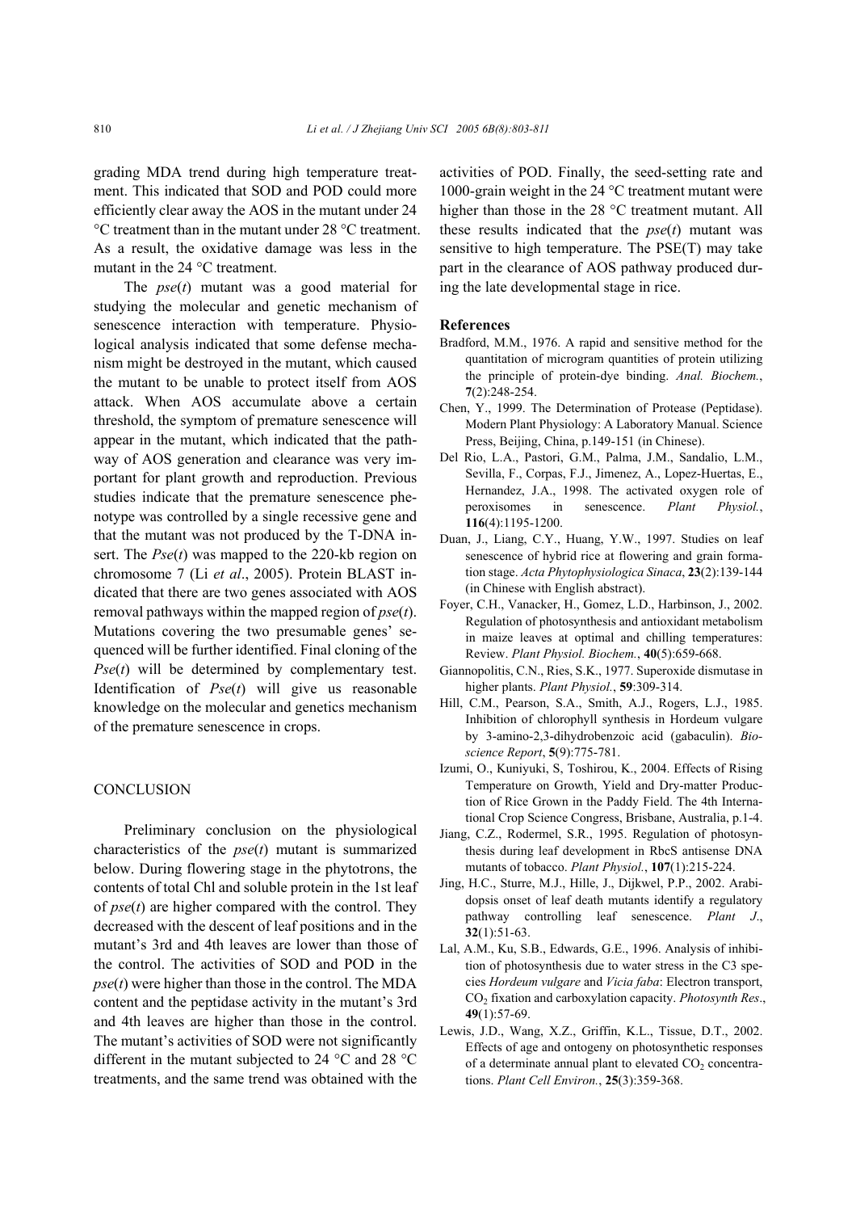grading MDA trend during high temperature treatment. This indicated that SOD and POD could more efficiently clear away the AOS in the mutant under 24 °C treatment than in the mutant under 28 °C treatment. As a result, the oxidative damage was less in the mutant in the 24 °C treatment.

The *pse*(*t*) mutant was a good material for studying the molecular and genetic mechanism of senescence interaction with temperature. Physiological analysis indicated that some defense mechanism might be destroyed in the mutant, which caused the mutant to be unable to protect itself from AOS attack. When AOS accumulate above a certain threshold, the symptom of premature senescence will appear in the mutant, which indicated that the pathway of AOS generation and clearance was very important for plant growth and reproduction. Previous studies indicate that the premature senescence phenotype was controlled by a single recessive gene and that the mutant was not produced by the T-DNA insert. The *Pse*(*t*) was mapped to the 220-kb region on chromosome 7 (Li *et al*., 2005). Protein BLAST indicated that there are two genes associated with AOS removal pathways within the mapped region of *pse*(*t*). Mutations covering the two presumable genes' sequenced will be further identified. Final cloning of the *Pse*(*t*) will be determined by complementary test. Identification of *Pse*(*t*) will give us reasonable knowledge on the molecular and genetics mechanism of the premature senescence in crops.

## CONCLUSION

Preliminary conclusion on the physiological characteristics of the *pse*(*t*) mutant is summarized below. During flowering stage in the phytotrons, the contents of total Chl and soluble protein in the 1st leaf of *pse*(*t*) are higher compared with the control. They decreased with the descent of leaf positions and in the mutant's 3rd and 4th leaves are lower than those of the control. The activities of SOD and POD in the *pse*(*t*) were higher than those in the control. The MDA content and the peptidase activity in the mutant's 3rd and 4th leaves are higher than those in the control. The mutant's activities of SOD were not significantly different in the mutant subjected to 24 °C and 28 °C treatments, and the same trend was obtained with the activities of POD. Finally, the seed-setting rate and 1000-grain weight in the 24 °C treatment mutant were higher than those in the 28 °C treatment mutant. All these results indicated that the *pse*(*t*) mutant was sensitive to high temperature. The PSE(T) may take part in the clearance of AOS pathway produced during the late developmental stage in rice.

## References

Bradford, M.M., 1976. A rapid and sensitive method for the quantitation of microgram quantities of protein utilizing the principle of protein-dye binding. *Anal. Biochem.*, **7**(2):248-254.

Chen, Y., 1999. The Determination of Protease (Peptidase). Modern Plant Physiology: A Laboratory Manual. Science Press, Beijing, China, p.149-151 (in Chinese).

Del Rio, L.A., Pastori, G.M., Palma, J.M., Sandalio, L.M., Sevilla, F., Corpas, F.J., Jimenez, A., Lopez-Huertas, E., Hernandez, J.A., 1998. The activated oxygen role of peroxisomes in senescence. *Plant Physiol.*, **116**(4):1195-1200.

Duan, J., Liang, C.Y., Huang, Y.W., 1997. Studies on leaf senescence of hybrid rice at flowering and grain formation stage. *Acta Phytophysiologica Sinaca*, **23**(2):139-144 (in Chinese with English abstract).

Foyer, C.H., Vanacker, H., Gomez, L.D., Harbinson, J., 2002. Regulation of photosynthesis and antioxidant metabolism in maize leaves at optimal and chilling temperatures: Review. *Plant Physiol. Biochem.*, **40**(5):659-668.

Giannopolitis, C.N., Ries, S.K., 1977. Superoxide dismutase in higher plants. *Plant Physiol.*, **59**:309-314.

Hill, C.M., Pearson, S.A., Smith, A.J., Rogers, L.J., 1985. Inhibition of chlorophyll synthesis in Hordeum vulgare by 3-amino-2,3-dihydrobenzoic acid (gabaculin). *Bioscience Report*, **5**(9):775-781.

Izumi, O., Kuniyuki, S, Toshirou, K., 2004. Effects of Rising Temperature on Growth, Yield and Dry-matter Production of Rice Grown in the Paddy Field. The 4th International Crop Science Congress, Brisbane, Australia, p.1-4.

Jiang, C.Z., Rodermel, S.R., 1995. Regulation of photosynthesis during leaf development in RbcS antisense DNA mutants of tobacco. *Plant Physiol.*, **107**(1):215-224.

Jing, H.C., Sturre, M.J., Hille, J., Dijkwel, P.P., 2002. Arabidopsis onset of leaf death mutants identify a regulatory pathway controlling leaf senescence. *Plant J*., **32**(1):51-63.

Lal, A.M., Ku, S.B., Edwards, G.E., 1996. Analysis of inhibition of photosynthesis due to water stress in the C3 species *Hordeum vulgare* and *Vicia faba*: Electron transport, $CO_2$ fixation and carboxylation capacity. *Photosynth Res*., **49**(1):57-69.

Lewis, J.D., Wang, X.Z., Griffin, K.L., Tissue, D.T., 2002. Effects of age and ontogeny on photosynthetic responses of a determinate annual plant to elevated $CO_2$ concentrations. *Plant Cell Environ.*, **25**(3):359-368.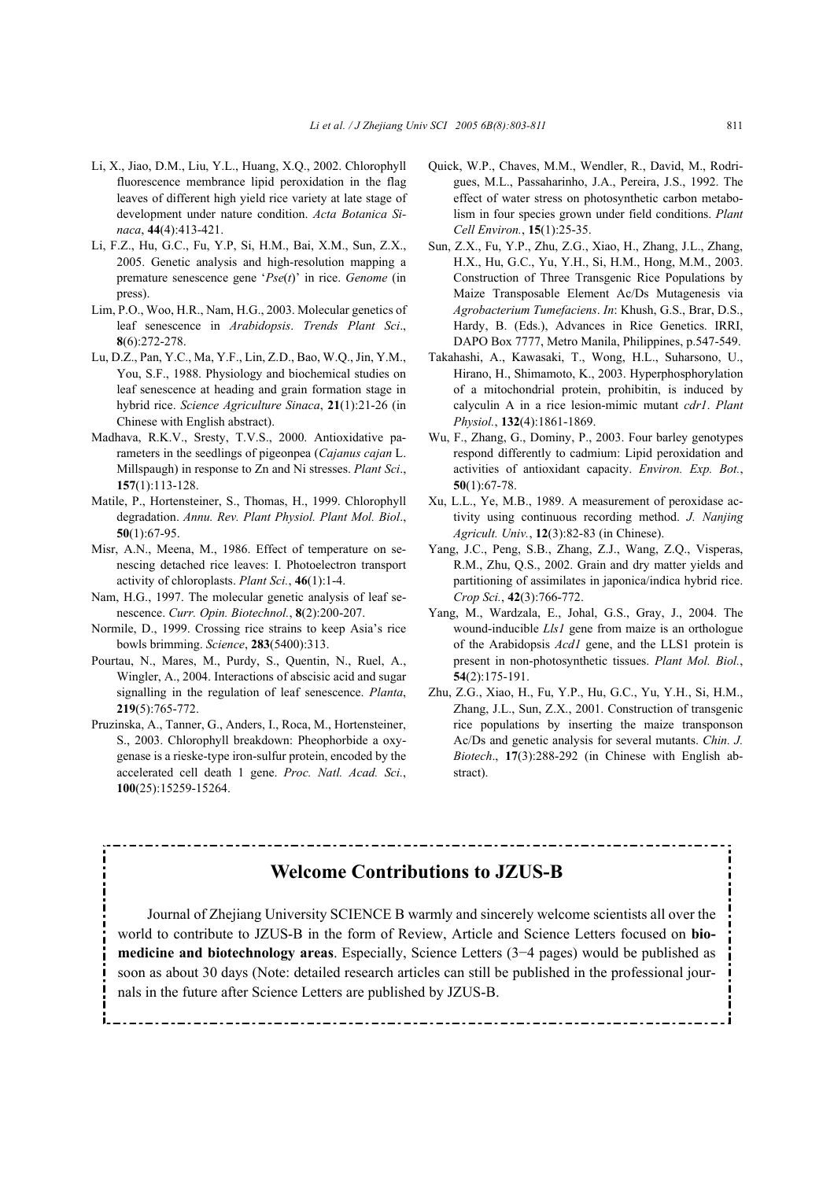Li, X., Jiao, D.M., Liu, Y.L., Huang, X.Q., 2002. Chlorophyll fluorescence membrance lipid peroxidation in the flag leaves of different high yield rice variety at late stage of development under nature condition. *Acta Botanica Sinaca*, **44**(4):413-421.

Li, F.Z., Hu, G.C., Fu, Y.P, Si, H.M., Bai, X.M., Sun, Z.X., 2005. Genetic analysis and high-resolution mapping a premature senescence gene '*Pse*(*t*)' in rice. *Genome* (in press).

Lim, P.O., Woo, H.R., Nam, H.G., 2003. Molecular genetics of leaf senescence in *Arabidopsis*. *Trends Plant Sci*., **8**(6):272-278.

Lu, D.Z., Pan, Y.C., Ma, Y.F., Lin, Z.D., Bao, W.Q., Jin, Y.M., You, S.F., 1988. Physiology and biochemical studies on leaf senescence at heading and grain formation stage in hybrid rice. *Science Agriculture Sinaca*, **21**(1):21-26 (in Chinese with English abstract).

Madhava, R.K.V., Sresty, T.V.S., 2000. Antioxidative parameters in the seedlings of pigeonpea (*Cajanus cajan* L. Millspaugh) in response to Zn and Ni stresses. *Plant Sci*., **157**(1):113-128.

Matile, P., Hortensteiner, S., Thomas, H., 1999. Chlorophyll degradation. *Annu. Rev. Plant Physiol. Plant Mol. Biol*., **50**(1):67-95.

Misr, A.N., Meena, M., 1986. Effect of temperature on senescing detached rice leaves: I. Photoelectron transport activity of chloroplasts. *Plant Sci.*, **46**(1):1-4.

Nam, H.G., 1997. The molecular genetic analysis of leaf senescence. *Curr. Opin. Biotechnol.*, **8**(2):200-207.

Normile, D., 1999. Crossing rice strains to keep Asia's rice bowls brimming. *Science*, **283**(5400):313.

Pourtau, N., Mares, M., Purdy, S., Quentin, N., Ruel, A., Wingler, A., 2004. Interactions of abscisic acid and sugar signalling in the regulation of leaf senescence. *Planta*, **219**(5):765-772.

Pruzinska, A., Tanner, G., Anders, I., Roca, M., Hortensteiner, S., 2003. Chlorophyll breakdown: Pheophorbide a oxygenase is a rieske-type iron-sulfur protein, encoded by the accelerated cell death 1 gene. *Proc. Natl. Acad. Sci.*, **100**(25):15259-15264.

Quick, W.P., Chaves, M.M., Wendler, R., David, M., Rodrigues, M.L., Passaharinho, J.A., Pereira, J.S., 1992. The effect of water stress on photosynthetic carbon metabolism in four species grown under field conditions. *Plant Cell Environ.*, **15**(1):25-35.

Sun, Z.X., Fu, Y.P., Zhu, Z.G., Xiao, H., Zhang, J.L., Zhang, H.X., Hu, G.C., Yu, Y.H., Si, H.M., Hong, M.M., 2003. Construction of Three Transgenic Rice Populations by Maize Transposable Element Ac/Ds Mutagenesis via *Agrobacterium Tumefaciens*. *In*: Khush, G.S., Brar, D.S., Hardy, B. (Eds.), Advances in Rice Genetics. IRRI, DAPO Box 7777, Metro Manila, Philippines, p.547-549.

Takahashi, A., Kawasaki, T., Wong, H.L., Suharsono, U., Hirano, H., Shimamoto, K., 2003. Hyperphosphorylation of a mitochondrial protein, prohibitin, is induced by calyculin A in a rice lesion-mimic mutant *cdr1*. *Plant Physiol.*, **132**(4):1861-1869.

Wu, F., Zhang, G., Dominy, P., 2003. Four barley genotypes respond differently to cadmium: Lipid peroxidation and activities of antioxidant capacity. *Environ. Exp. Bot.*, **50**(1):67-78.

Xu, L.L., Ye, M.B., 1989. A measurement of peroxidase activity using continuous recording method. *J. Nanjing Agricult. Univ.*, **12**(3):82-83 (in Chinese).

Yang, J.C., Peng, S.B., Zhang, Z.J., Wang, Z.Q., Visperas, R.M., Zhu, Q.S., 2002. Grain and dry matter yields and partitioning of assimilates in japonica/indica hybrid rice. *Crop Sci.*, **42**(3):766-772.

Yang, M., Wardzala, E., Johal, G.S., Gray, J., 2004. The wound-inducible *Lls1* gene from maize is an orthologue of the Arabidopsis *Acd1* gene, and the LLS1 protein is present in non-photosynthetic tissues. *Plant Mol. Biol.*, **54**(2):175-191.

Zhu, Z.G., Xiao, H., Fu, Y.P., Hu, G.C., Yu, Y.H., Si, H.M., Zhang, J.L., Sun, Z.X., 2001. Construction of transgenic rice populations by inserting the maize transponson Ac/Ds and genetic analysis for several mutants. *Chin. J. Biotech*., **17**(3):288-292 (in Chinese with English abstract).

## Welcome Contributions to JZUS-B

Journal of Zhejiang University SCIENCE B warmly and sincerely welcome scientists all over the world to contribute to JZUS-B in the form of Review, Article and Science Letters focused on **biomedicine and biotechnology areas**. Especially, Science Letters (3−4 pages) would be published as soon as about 30 days (Note: detailed research articles can still be published in the professional journals in the future after Science Letters are published by JZUS-B.